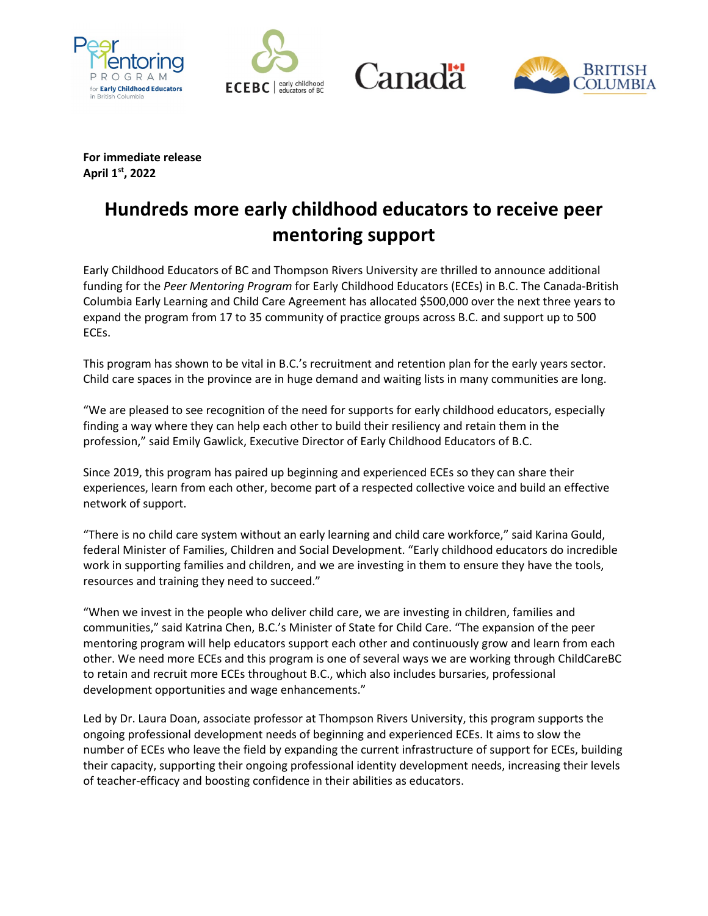**For immediate release**
**April 1st, 2022**

# Hundreds more early childhood educators to receive peer mentoring support

Early Childhood Educators of BC and Thompson Rivers University are thrilled to announce additional funding for the *Peer Mentoring Program* for Early Childhood Educators (ECEs) in B.C. The Canada-British Columbia Early Learning and Child Care Agreement has allocated $500,000 over the next three years to expand the program from 17 to 35 community of practice groups across B.C. and support up to 500 ECEs.

This program has shown to be vital in B.C.'s recruitment and retention plan for the early years sector. Child care spaces in the province are in huge demand and waiting lists in many communities are long.

"We are pleased to see recognition of the need for supports for early childhood educators, especially finding a way where they can help each other to build their resiliency and retain them in the profession," said Emily Gawlick, Executive Director of Early Childhood Educators of B.C.

Since 2019, this program has paired up beginning and experienced ECEs so they can share their experiences, learn from each other, become part of a respected collective voice and build an effective network of support.

"There is no child care system without an early learning and child care workforce," said Karina Gould, federal Minister of Families, Children and Social Development. "Early childhood educators do incredible work in supporting families and children, and we are investing in them to ensure they have the tools, resources and training they need to succeed."

"When we invest in the people who deliver child care, we are investing in children, families and communities," said Katrina Chen, B.C.'s Minister of State for Child Care. "The expansion of the peer mentoring program will help educators support each other and continuously grow and learn from each other. We need more ECEs and this program is one of several ways we are working through ChildCareBC to retain and recruit more ECEs throughout B.C., which also includes bursaries, professional development opportunities and wage enhancements."

Led by Dr. Laura Doan, associate professor at Thompson Rivers University, this program supports the ongoing professional development needs of beginning and experienced ECEs. It aims to slow the number of ECEs who leave the field by expanding the current infrastructure of support for ECEs, building their capacity, supporting their ongoing professional identity development needs, increasing their levels of teacher-efficacy and boosting confidence in their abilities as educators.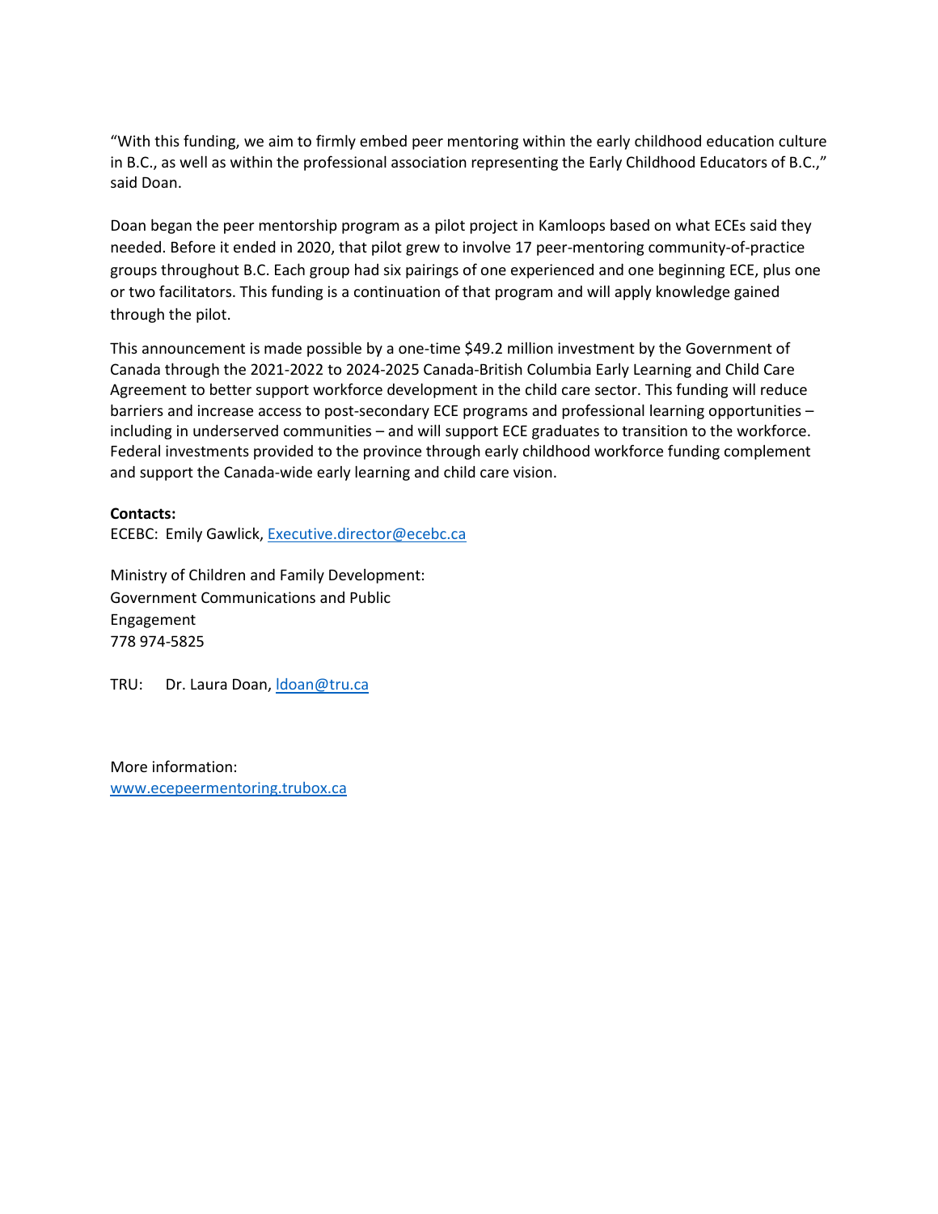"With this funding, we aim to firmly embed peer mentoring within the early childhood education culture in B.C., as well as within the professional association representing the Early Childhood Educators of B.C.," said Doan.

Doan began the peer mentorship program as a pilot project in Kamloops based on what ECEs said they needed. Before it ended in 2020, that pilot grew to involve 17 peer-mentoring community-of-practice groups throughout B.C. Each group had six pairings of one experienced and one beginning ECE, plus one or two facilitators. This funding is a continuation of that program and will apply knowledge gained through the pilot.

This announcement is made possible by a one-time $49.2 million investment by the Government of Canada through the 2021-2022 to 2024-2025 Canada-British Columbia Early Learning and Child Care Agreement to better support workforce development in the child care sector. This funding will reduce barriers and increase access to post-secondary ECE programs and professional learning opportunities – including in underserved communities – and will support ECE graduates to transition to the workforce. Federal investments provided to the province through early childhood workforce funding complement and support the Canada-wide early learning and child care vision.

**Contacts:**
ECEBC: Emily Gawlick, Executive.director@ecebc.ca

Ministry of Children and Family Development:
Government Communications and Public Engagement
778 974-5825

TRU: Dr. Laura Doan, ldoan@tru.ca

More information:
www.ecepeermentoring.trubox.ca